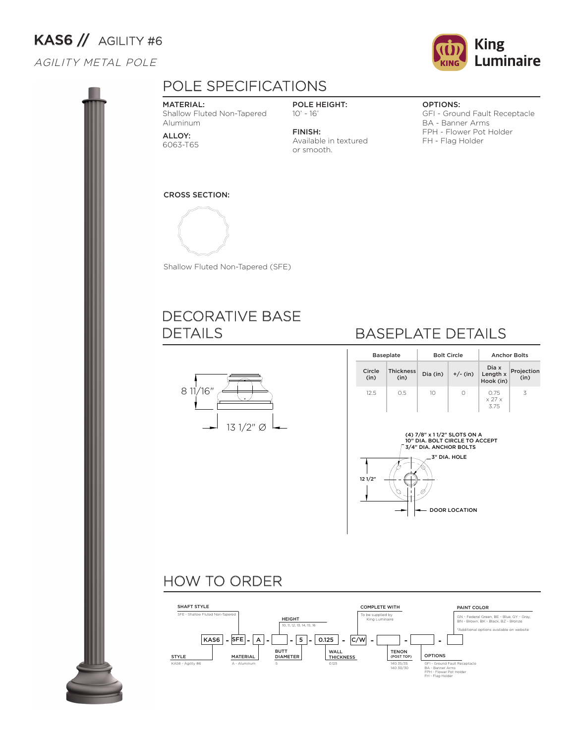# KAS6 // AGILITY #6

*AGILITY METAL POLE*

King Luminaire

## POLE SPECIFICATIONS

**MATERIAL:**
Shallow Fluted Non-Tapered Aluminum

**ALLOY:**
6063-T65

**POLE HEIGHT:**
10' - 16'

**FINISH:**
Available in textured or smooth.

**OPTIONS:**
GFI - Ground Fault Receptacle
BA - Banner Arms
FPH - Flower Pot Holder
FH - Flag Holder

**CROSS SECTION:**

Shallow Fluted Non-Tapered (SFE)

## DECORATIVE BASE DETAILS

8 11/16"

13 1/2" Ø

## BASEPLATE DETAILS

| Baseplate | | Bolt Circle | | Anchor Bolts | |
|---|---|---|---|---|---|
| Circle (in) | Thickness (in) | Dia (in) | +/- (in) | Dia x Length x Hook (in) | Projection (in) |
| 12.5 | 0.5 | 10 | 0 | 0.75 x 27 x 3.75 | 3 |

(4) 7/8" x 1 1/2" SLOTS ON A 10" DIA. BOLT CIRCLE TO ACCEPT 3/4" DIA. ANCHOR BOLTS

3" DIA. HOLE

12 1/2"

DOOR LOCATION

## HOW TO ORDER

KAS6 - SFE - A - ___ - 5 - 0.125 - C/W - ___ - ___ - ___

**STYLE**
KAS6 - Agility #6

**SHAFT STYLE**
SFE - Shallow Fluted Non-Tapered

**MATERIAL**
A - Aluminum

**HEIGHT**
10, 11, 12, 13, 14, 15, 16

**BUTT DIAMETER**
5

**WALL THICKNESS**
0.125

**COMPLETE WITH**
To be supplied by King Luminaire

**TENON (POST TOP)**
140 35/35
140 30/30

**OPTIONS**
GFI - Ground Fault Receptacle
BA - Banner Arms
FPH - Flower Pot Holder
FH - Flag Holder

**PAINT COLOR**
GN - Federal Green, BE - Blue, GY - Gray, BN - Brown, BK - Black, BZ - Bronze

*Additional options available on website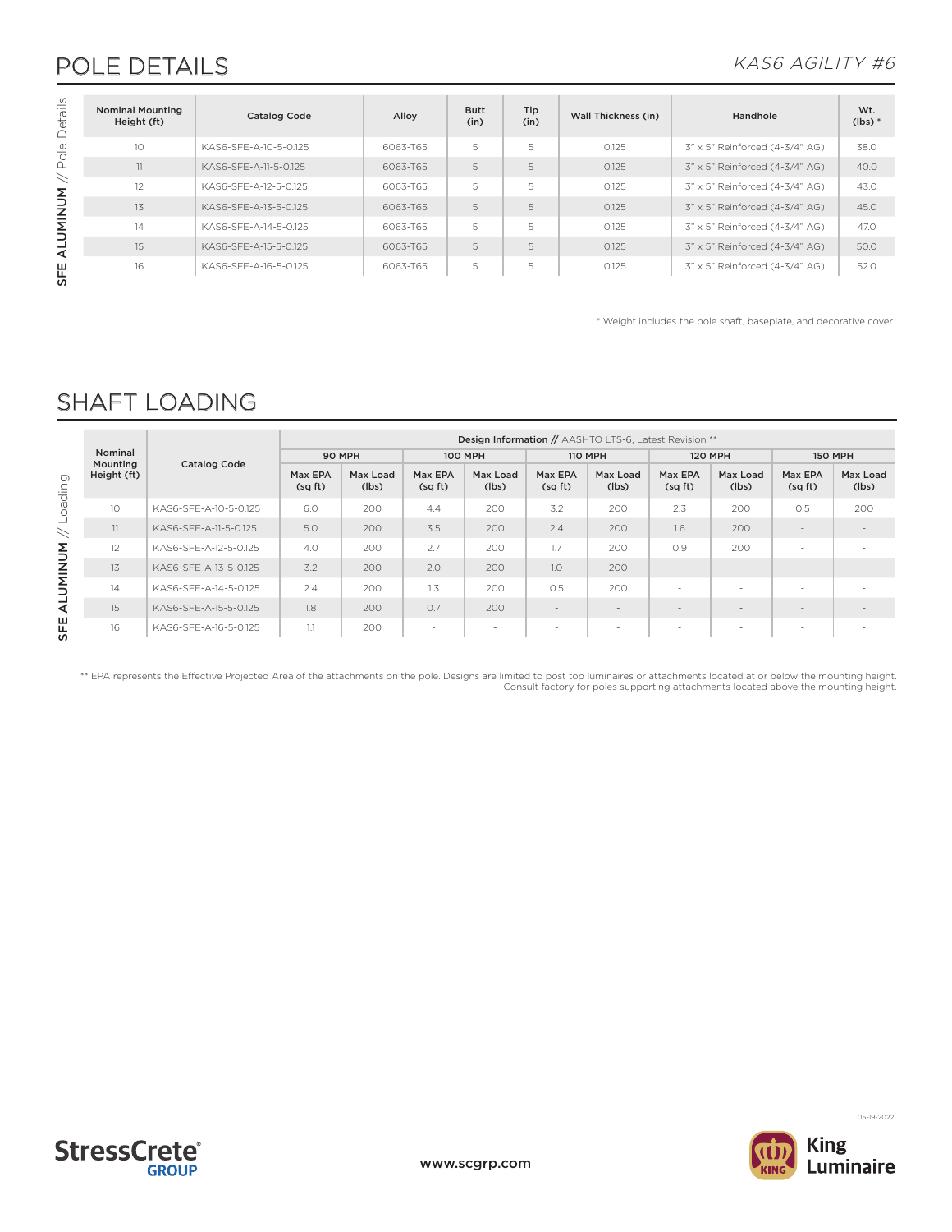## POLE DETAILS

*KAS6 AGILITY #6*

SFE ALUMINUM // Pole Details

| Nominal Mounting Height (ft) | Catalog Code | Alloy | Butt (in) | Tip (in) | Wall Thickness (in) | Handhole | Wt. (lbs) * |
|---|---|---|---|---|---|---|---|
| 10 | KAS6-SFE-A-10-5-0.125 | 6063-T65 | 5 | 5 | 0.125 | 3" x 5" Reinforced (4-3/4" AG) | 38.0 |
| 11 | KAS6-SFE-A-11-5-0.125 | 6063-T65 | 5 | 5 | 0.125 | 3" x 5" Reinforced (4-3/4" AG) | 40.0 |
| 12 | KAS6-SFE-A-12-5-0.125 | 6063-T65 | 5 | 5 | 0.125 | 3" x 5" Reinforced (4-3/4" AG) | 43.0 |
| 13 | KAS6-SFE-A-13-5-0.125 | 6063-T65 | 5 | 5 | 0.125 | 3" x 5" Reinforced (4-3/4" AG) | 45.0 |
| 14 | KAS6-SFE-A-14-5-0.125 | 6063-T65 | 5 | 5 | 0.125 | 3" x 5" Reinforced (4-3/4" AG) | 47.0 |
| 15 | KAS6-SFE-A-15-5-0.125 | 6063-T65 | 5 | 5 | 0.125 | 3" x 5" Reinforced (4-3/4" AG) | 50.0 |
| 16 | KAS6-SFE-A-16-5-0.125 | 6063-T65 | 5 | 5 | 0.125 | 3" x 5" Reinforced (4-3/4" AG) | 52.0 |

* Weight includes the pole shaft, baseplate, and decorative cover.

## SHAFT LOADING

SFE ALUMINUM // Loading

| Nominal Mounting Height (ft) | Catalog Code | **Design Information //** AASHTO LTS-6, Latest Revision ** | | | | | | | | | |
|---|---|---|---|---|---|---|---|---|---|---|---|
| | | 90 MPH | | 100 MPH | | 110 MPH | | 120 MPH | | 150 MPH | |
| | | Max EPA (sq ft) | Max Load (lbs) | Max EPA (sq ft) | Max Load (lbs) | Max EPA (sq ft) | Max Load (lbs) | Max EPA (sq ft) | Max Load (lbs) | Max EPA (sq ft) | Max Load (lbs) |
| 10 | KAS6-SFE-A-10-5-0.125 | 6.0 | 200 | 4.4 | 200 | 3.2 | 200 | 2.3 | 200 | 0.5 | 200 |
| 11 | KAS6-SFE-A-11-5-0.125 | 5.0 | 200 | 3.5 | 200 | 2.4 | 200 | 1.6 | 200 | - | - |
| 12 | KAS6-SFE-A-12-5-0.125 | 4.0 | 200 | 2.7 | 200 | 1.7 | 200 | 0.9 | 200 | - | - |
| 13 | KAS6-SFE-A-13-5-0.125 | 3.2 | 200 | 2.0 | 200 | 1.0 | 200 | - | - | - | - |
| 14 | KAS6-SFE-A-14-5-0.125 | 2.4 | 200 | 1.3 | 200 | 0.5 | 200 | - | - | - | - |
| 15 | KAS6-SFE-A-15-5-0.125 | 1.8 | 200 | 0.7 | 200 | - | - | - | - | - | - |
| 16 | KAS6-SFE-A-16-5-0.125 | 1.1 | 200 | - | - | - | - | - | - | - | - |

** EPA represents the Effective Projected Area of the attachments on the pole. Designs are limited to post top luminaires or attachments located at or below the mounting height. Consult factory for poles supporting attachments located above the mounting height.

05-19-2022

StressCrete GROUP

www.scgrp.com

King Luminaire